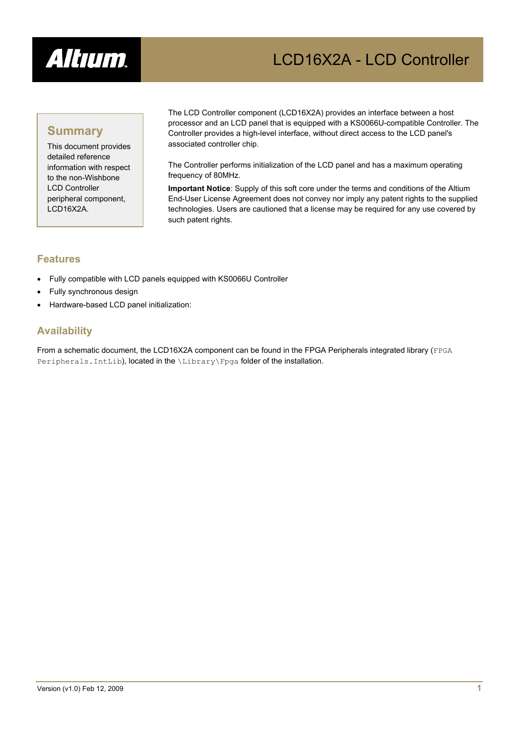# LCD16X2A - LCD Controller

## Summary

This document provides detailed reference information with respect to the non-Wishbone LCD Controller peripheral component, LCD16X2A.

The LCD Controller component (LCD16X2A) provides an interface between a host processor and an LCD panel that is equipped with a KS0066U-compatible Controller. The Controller provides a high-level interface, without direct access to the LCD panel's associated controller chip.

The Controller performs initialization of the LCD panel and has a maximum operating frequency of 80MHz.

**Important Notice**: Supply of this soft core under the terms and conditions of the Altium End-User License Agreement does not convey nor imply any patent rights to the supplied technologies. Users are cautioned that a license may be required for any use covered by such patent rights.

## Features

- Fully compatible with LCD panels equipped with KS0066U Controller
- Fully synchronous design
- Hardware-based LCD panel initialization:

## Availability

From a schematic document, the LCD16X2A component can be found in the FPGA Peripherals integrated library (`FPGA Peripherals.IntLib`), located in the `\Library\Fpga` folder of the installation.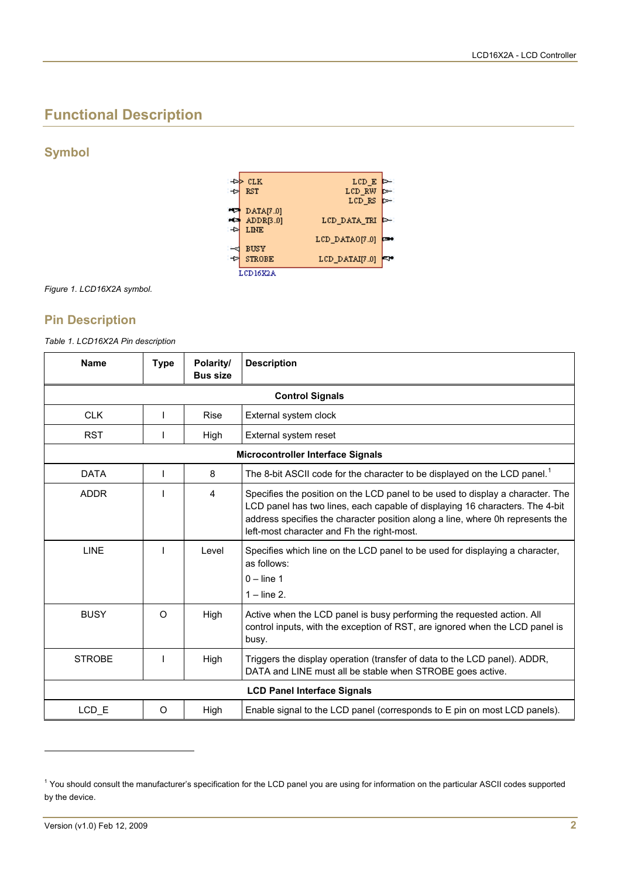# Functional Description

## Symbol

Figure 1. LCD16X2A symbol.

## Pin Description

*Table 1. LCD16X2A Pin description*

| Name | Type | Polarity/ Bus size | Description |
|---|---|---|---|
| **Control Signals** | | | |
| CLK | I | Rise | External system clock |
| RST | I | High | External system reset |
| **Microcontroller Interface Signals** | | | |
| DATA | I | 8 | The 8-bit ASCII code for the character to be displayed on the LCD panel.[1] |
| ADDR | I | 4 | Specifies the position on the LCD panel to be used to display a character. The LCD panel has two lines, each capable of displaying 16 characters. The 4-bit address specifies the character position along a line, where 0h represents the left-most character and Fh the right-most. |
| LINE | I | Level | Specifies which line on the LCD panel to be used for displaying a character, as follows: 0 – line 1 1 – line 2. |
| BUSY | O | High | Active when the LCD panel is busy performing the requested action. All control inputs, with the exception of RST, are ignored when the LCD panel is busy. |
| STROBE | I | High | Triggers the display operation (transfer of data to the LCD panel). ADDR, DATA and LINE must all be stable when STROBE goes active. |
| **LCD Panel Interface Signals** | | | |
| LCD_E | O | High | Enable signal to the LCD panel (corresponds to E pin on most LCD panels). |

[1] You should consult the manufacturer's specification for the LCD panel you are using for information on the particular ASCII codes supported by the device.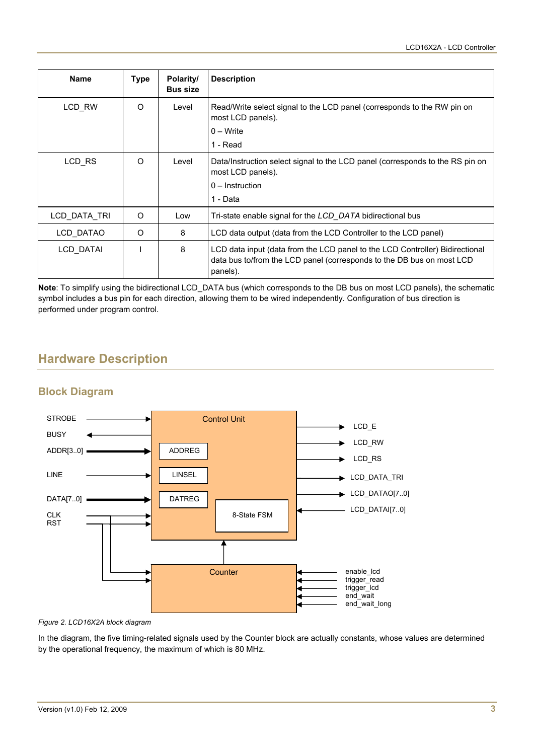| Name | Type | Polarity/ Bus size | Description |
|---|---|---|---|
| LCD_RW | O | Level | Read/Write select signal to the LCD panel (corresponds to the RW pin on most LCD panels).<br>0 – Write<br>1 - Read |
| LCD_RS | O | Level | Data/Instruction select signal to the LCD panel (corresponds to the RS pin on most LCD panels).<br>0 – Instruction<br>1 - Data |
| LCD_DATA_TRI | O | Low | Tri-state enable signal for the *LCD_DATA* bidirectional bus |
| LCD_DATAO | O | 8 | LCD data output (data from the LCD Controller to the LCD panel) |
| LCD_DATAI | I | 8 | LCD data input (data from the LCD panel to the LCD Controller) Bidirectional data bus to/from the LCD panel (corresponds to the DB bus on most LCD panels). |

**Note**: To simplify using the bidirectional LCD_DATA bus (which corresponds to the DB bus on most LCD panels), the schematic symbol includes a bus pin for each direction, allowing them to be wired independently. Configuration of bus direction is performed under program control.

## Hardware Description

### Block Diagram

*Figure 2. LCD16X2A block diagram*

In the diagram, the five timing-related signals used by the Counter block are actually constants, whose values are determined by the operational frequency, the maximum of which is 80 MHz.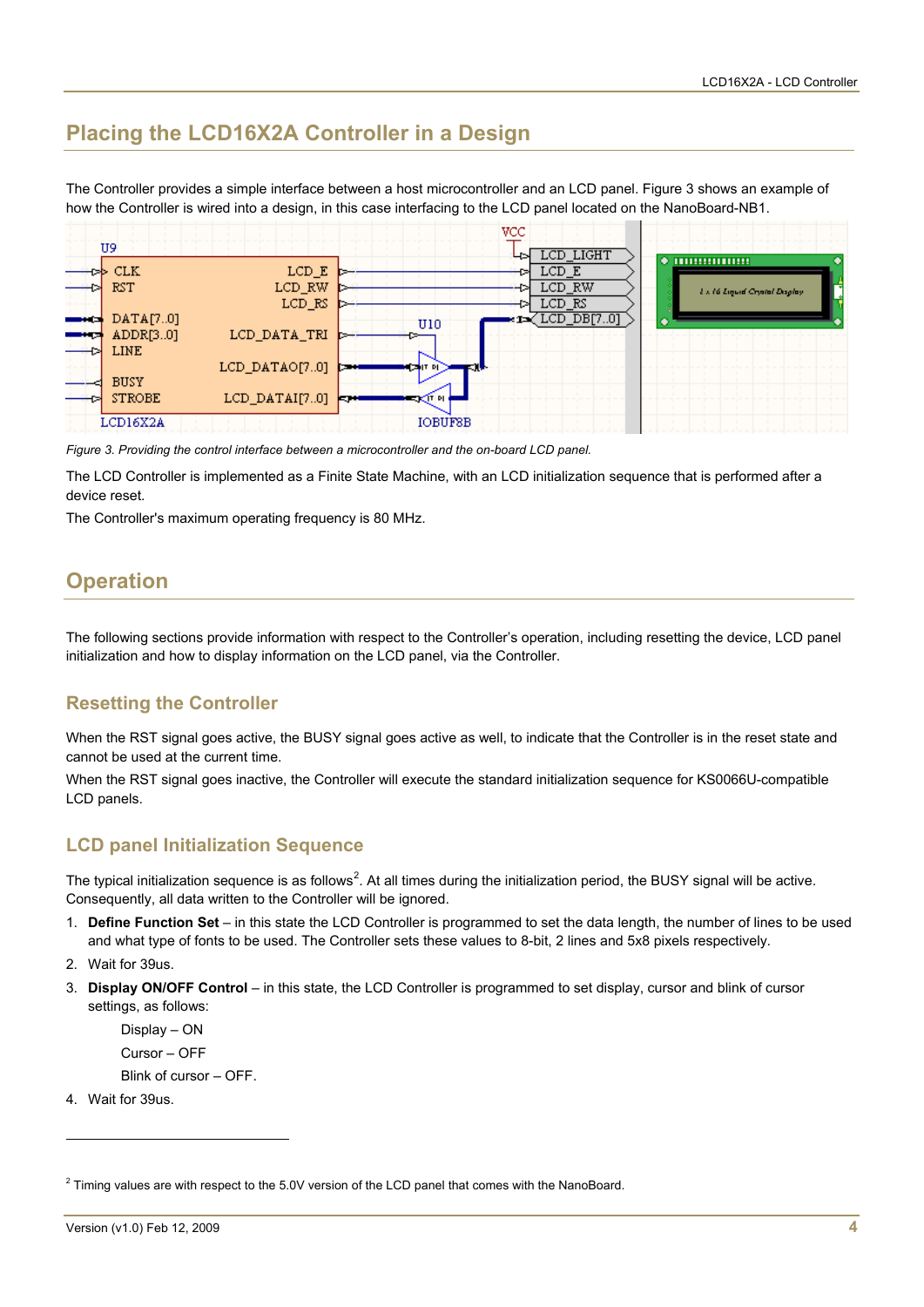## Placing the LCD16X2A Controller in a Design

The Controller provides a simple interface between a host microcontroller and an LCD panel. Figure 3 shows an example of how the Controller is wired into a design, in this case interfacing to the LCD panel located on the NanoBoard-NB1.

*Figure 3. Providing the control interface between a microcontroller and the on-board LCD panel.*

The LCD Controller is implemented as a Finite State Machine, with an LCD initialization sequence that is performed after a device reset.

The Controller's maximum operating frequency is 80 MHz.

## Operation

The following sections provide information with respect to the Controller's operation, including resetting the device, LCD panel initialization and how to display information on the LCD panel, via the Controller.

### Resetting the Controller

When the RST signal goes active, the BUSY signal goes active as well, to indicate that the Controller is in the reset state and cannot be used at the current time.

When the RST signal goes inactive, the Controller will execute the standard initialization sequence for KS0066U-compatible LCD panels.

### LCD panel Initialization Sequence

The typical initialization sequence is as follows[2]. At all times during the initialization period, the BUSY signal will be active. Consequently, all data written to the Controller will be ignored.

1. **Define Function Set** – in this state the LCD Controller is programmed to set the data length, the number of lines to be used and what type of fonts to be used. The Controller sets these values to 8-bit, 2 lines and 5x8 pixels respectively.
2. Wait for 39us.
3. **Display ON/OFF Control** – in this state, the LCD Controller is programmed to set display, cursor and blink of cursor settings, as follows:

   Display – ON

   Cursor – OFF

   Blink of cursor – OFF.
4. Wait for 39us.

---

[2] Timing values are with respect to the 5.0V version of the LCD panel that comes with the NanoBoard.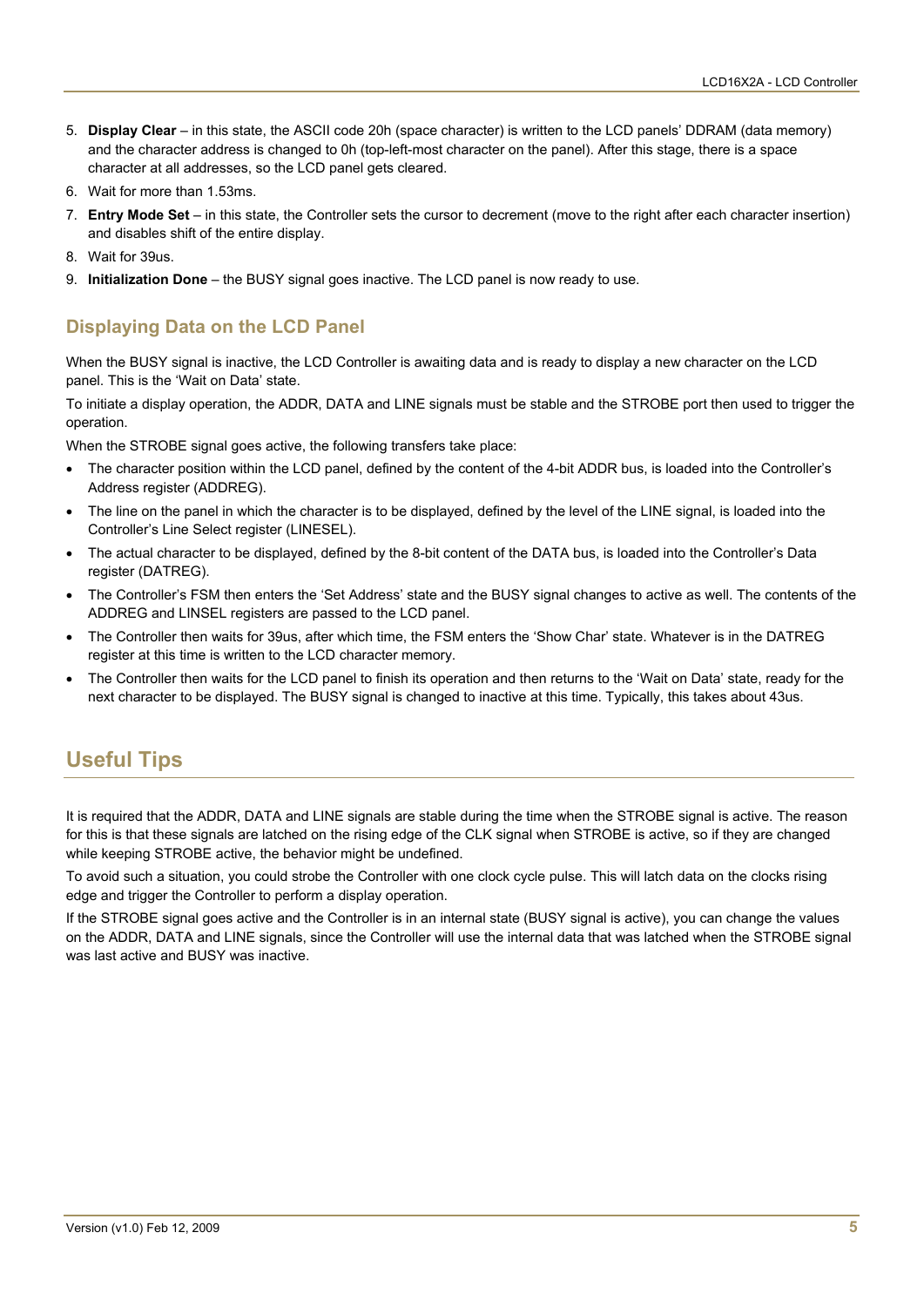5. **Display Clear** – in this state, the ASCII code 20h (space character) is written to the LCD panels' DDRAM (data memory) and the character address is changed to 0h (top-left-most character on the panel). After this stage, there is a space character at all addresses, so the LCD panel gets cleared.
6. Wait for more than 1.53ms.
7. **Entry Mode Set** – in this state, the Controller sets the cursor to decrement (move to the right after each character insertion) and disables shift of the entire display.
8. Wait for 39us.
9. **Initialization Done** – the BUSY signal goes inactive. The LCD panel is now ready to use.

### Displaying Data on the LCD Panel

When the BUSY signal is inactive, the LCD Controller is awaiting data and is ready to display a new character on the LCD panel. This is the 'Wait on Data' state.

To initiate a display operation, the ADDR, DATA and LINE signals must be stable and the STROBE port then used to trigger the operation.

When the STROBE signal goes active, the following transfers take place:

- The character position within the LCD panel, defined by the content of the 4-bit ADDR bus, is loaded into the Controller's Address register (ADDREG).
- The line on the panel in which the character is to be displayed, defined by the level of the LINE signal, is loaded into the Controller's Line Select register (LINESEL).
- The actual character to be displayed, defined by the 8-bit content of the DATA bus, is loaded into the Controller's Data register (DATREG).
- The Controller's FSM then enters the 'Set Address' state and the BUSY signal changes to active as well. The contents of the ADDREG and LINSEL registers are passed to the LCD panel.
- The Controller then waits for 39us, after which time, the FSM enters the 'Show Char' state. Whatever is in the DATREG register at this time is written to the LCD character memory.
- The Controller then waits for the LCD panel to finish its operation and then returns to the 'Wait on Data' state, ready for the next character to be displayed. The BUSY signal is changed to inactive at this time. Typically, this takes about 43us.

## Useful Tips

It is required that the ADDR, DATA and LINE signals are stable during the time when the STROBE signal is active. The reason for this is that these signals are latched on the rising edge of the CLK signal when STROBE is active, so if they are changed while keeping STROBE active, the behavior might be undefined.

To avoid such a situation, you could strobe the Controller with one clock cycle pulse. This will latch data on the clocks rising edge and trigger the Controller to perform a display operation.

If the STROBE signal goes active and the Controller is in an internal state (BUSY signal is active), you can change the values on the ADDR, DATA and LINE signals, since the Controller will use the internal data that was latched when the STROBE signal was last active and BUSY was inactive.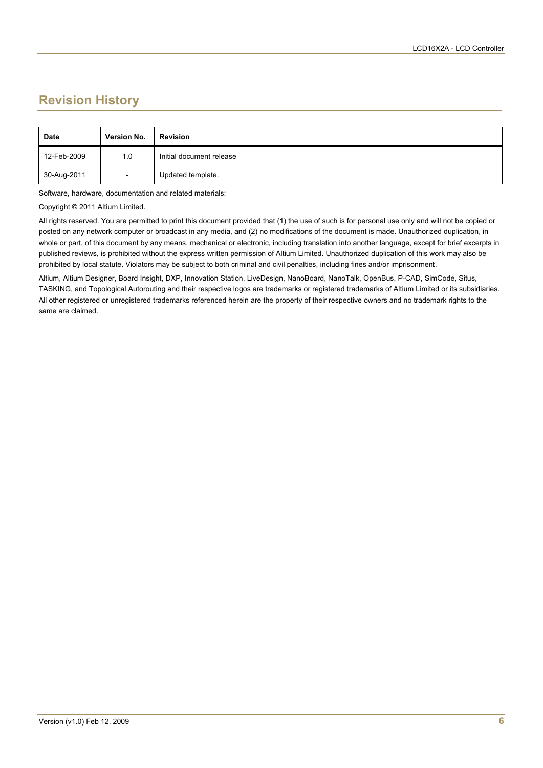## Revision History

| Date | Version No. | Revision |
| --- | --- | --- |
| 12-Feb-2009 | 1.0 | Initial document release |
| 30-Aug-2011 | - | Updated template. |

Software, hardware, documentation and related materials:

Copyright © 2011 Altium Limited.

All rights reserved. You are permitted to print this document provided that (1) the use of such is for personal use only and will not be copied or posted on any network computer or broadcast in any media, and (2) no modifications of the document is made. Unauthorized duplication, in whole or part, of this document by any means, mechanical or electronic, including translation into another language, except for brief excerpts in published reviews, is prohibited without the express written permission of Altium Limited. Unauthorized duplication of this work may also be prohibited by local statute. Violators may be subject to both criminal and civil penalties, including fines and/or imprisonment.

Altium, Altium Designer, Board Insight, DXP, Innovation Station, LiveDesign, NanoBoard, NanoTalk, OpenBus, P-CAD, SimCode, Situs, TASKING, and Topological Autorouting and their respective logos are trademarks or registered trademarks of Altium Limited or its subsidiaries. All other registered or unregistered trademarks referenced herein are the property of their respective owners and no trademark rights to the same are claimed.